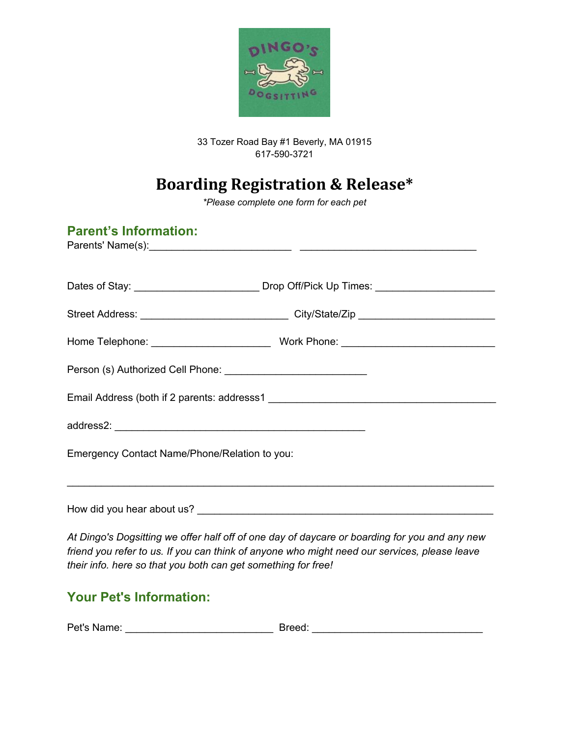33 Tozer Road Bay #1 Beverly, MA 01915
617-590-3721

# Boarding Registration & Release*

*\*Please complete one form for each pet*

## Parent's Information:

Parents' Name(s):________________________ ______________________________

Dates of Stay: _____________________ Drop Off/Pick Up Times: ____________________

Street Address: _________________________ City/State/Zip _______________________

Home Telephone: ____________________ Work Phone: __________________________

Person (s) Authorized Cell Phone: ________________________

Email Address (both if 2 parents: addresss1 ______________________________________

address2: __________________________________________

Emergency Contact Name/Phone/Relation to you:

________________________________________________________________________

How did you hear about us? _____________________________________________

*At Dingo's Dogsitting we offer half off of one day of daycare or boarding for you and any new friend you refer to us. If you can think of anyone who might need our services, please leave their info. here so that you both can get something for free!*

## Your Pet's Information:

Pet's Name: _________________________ Breed: _____________________________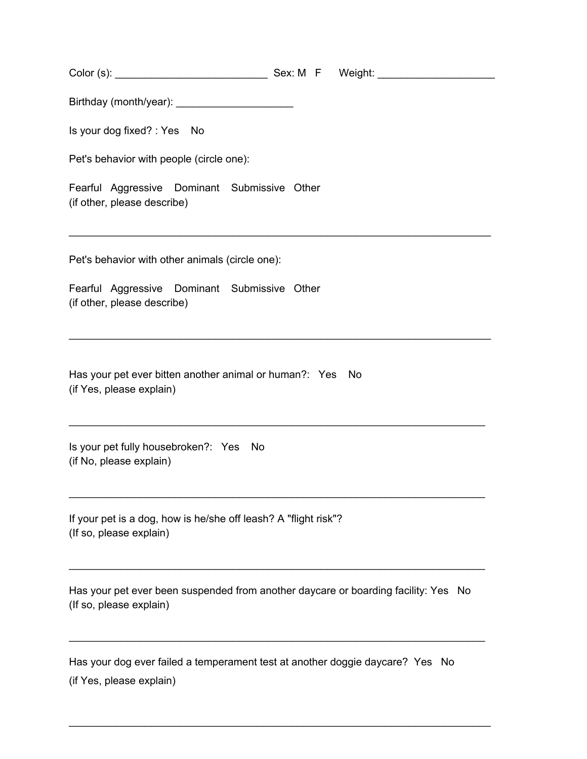Color (s): __________________________ Sex: M F Weight: ____________________

Birthday (month/year): ____________________

Is your dog fixed? : Yes No

Pet's behavior with people (circle one):

Fearful Aggressive Dominant Submissive Other
(if other, please describe)

________________________________________________________________________

Pet's behavior with other animals (circle one):

Fearful Aggressive Dominant Submissive Other
(if other, please describe)

________________________________________________________________________

Has your pet ever bitten another animal or human?: Yes No
(if Yes, please explain)

________________________________________________________________________

Is your pet fully housebroken?: Yes No
(if No, please explain)

________________________________________________________________________

If your pet is a dog, how is he/she off leash? A "flight risk"?
(If so, please explain)

________________________________________________________________________

Has your pet ever been suspended from another daycare or boarding facility: Yes No
(If so, please explain)

________________________________________________________________________

Has your dog ever failed a temperament test at another doggie daycare? Yes No
(if Yes, please explain)

________________________________________________________________________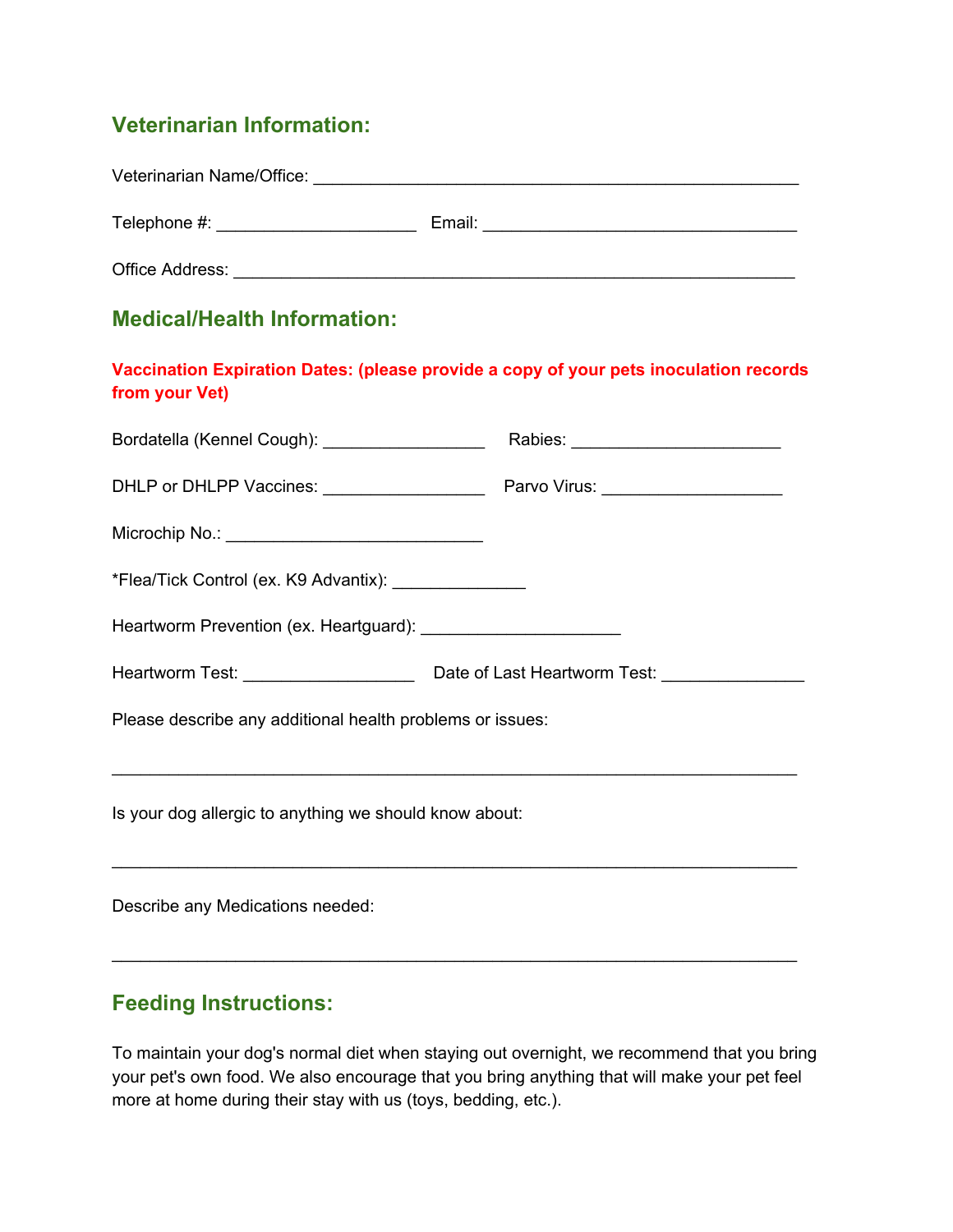## Veterinarian Information:

Veterinarian Name/Office: ____________________________________________________

Telephone #: ______________________ Email: __________________________________

Office Address: _____________________________________________________________

## Medical/Health Information:

**Vaccination Expiration Dates: (please provide a copy of your pets inoculation records from your Vet)**

Bordatella (Kennel Cough): __________________ Rabies: _______________________

DHLP or DHLPP Vaccines: __________________ Parvo Virus: ____________________

Microchip No.: ____________________________

*Flea/Tick Control (ex. K9 Advantix): ______________

Heartworm Prevention (ex. Heartguard): _____________________

Heartworm Test: ___________________ Date of Last Heartworm Test: _______________

Please describe any additional health problems or issues:

__________________________________________________________________________

Is your dog allergic to anything we should know about:

__________________________________________________________________________

Describe any Medications needed:

__________________________________________________________________________

## Feeding Instructions:

To maintain your dog's normal diet when staying out overnight, we recommend that you bring your pet's own food. We also encourage that you bring anything that will make your pet feel more at home during their stay with us (toys, bedding, etc.).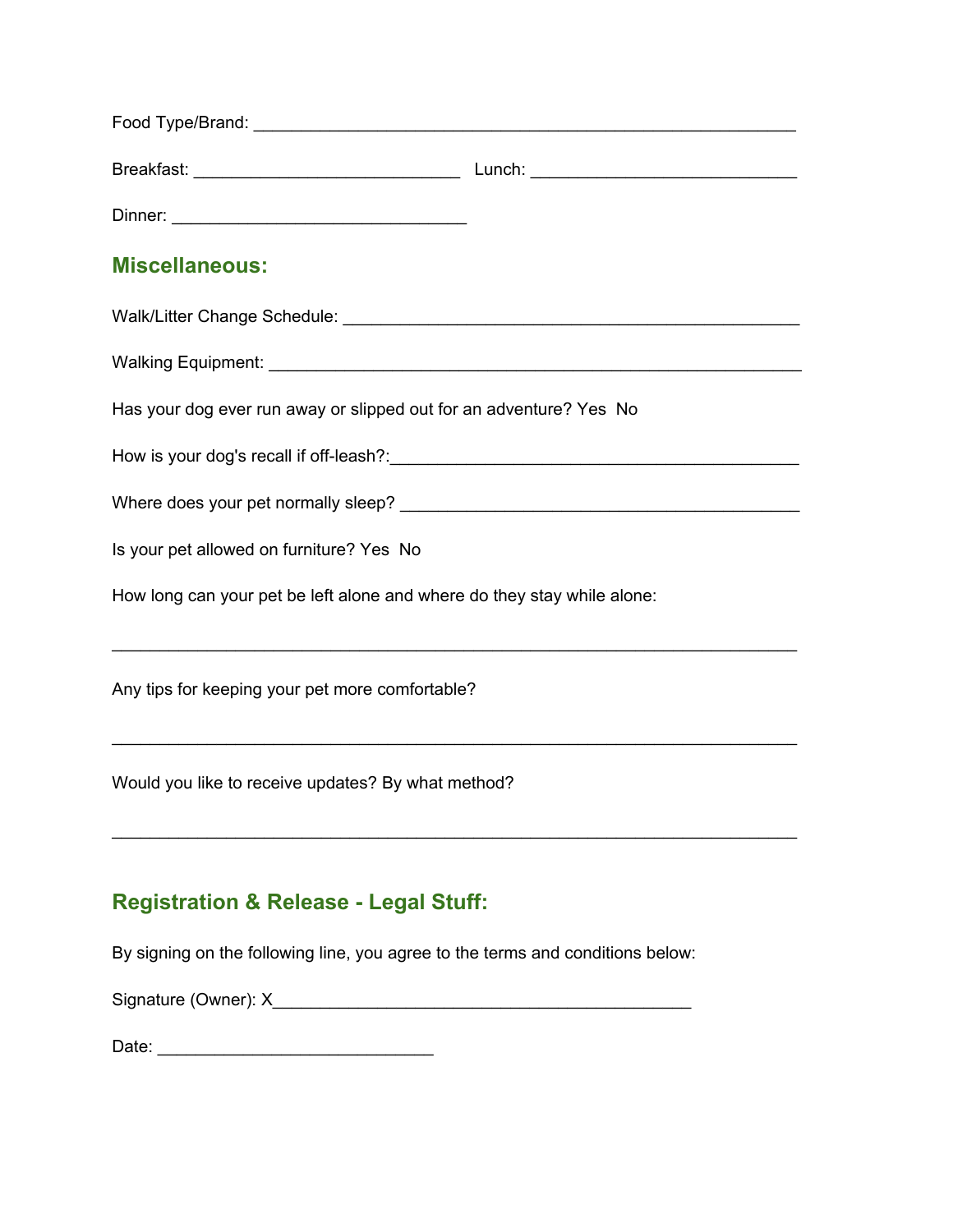Food Type/Brand: ___________________________________________________________

Breakfast: _____________________________ Lunch: _____________________________

Dinner: ________________________________

## Miscellaneous:

Walk/Litter Change Schedule: __________________________________________________

Walking Equipment: ___________________________________________________________

Has your dog ever run away or slipped out for an adventure? Yes No

How is your dog's recall if off-leash?:____________________________________________

Where does your pet normally sleep? _____________________________________________

Is your pet allowed on furniture? Yes No

How long can your pet be left alone and where do they stay while alone:

___________________________________________________________________________

Any tips for keeping your pet more comfortable?

___________________________________________________________________________

Would you like to receive updates? By what method?

___________________________________________________________________________

## Registration & Release - Legal Stuff:

By signing on the following line, you agree to the terms and conditions below:

Signature (Owner): X______________________________________________

Date: ______________________________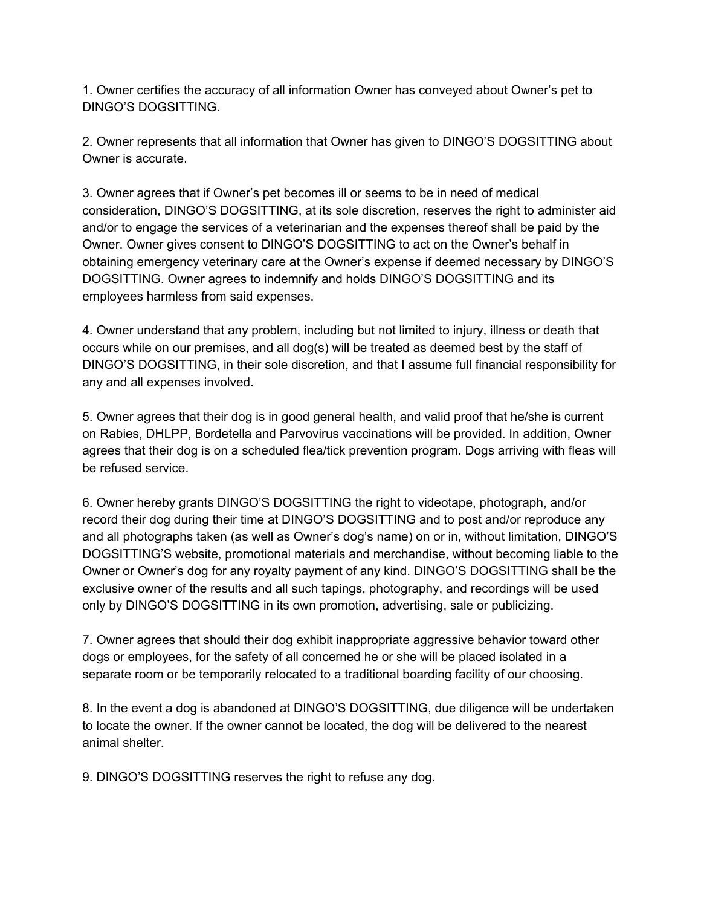1. Owner certifies the accuracy of all information Owner has conveyed about Owner's pet to DINGO'S DOGSITTING.

2. Owner represents that all information that Owner has given to DINGO'S DOGSITTING about Owner is accurate.

3. Owner agrees that if Owner's pet becomes ill or seems to be in need of medical consideration, DINGO'S DOGSITTING, at its sole discretion, reserves the right to administer aid and/or to engage the services of a veterinarian and the expenses thereof shall be paid by the Owner. Owner gives consent to DINGO'S DOGSITTING to act on the Owner's behalf in obtaining emergency veterinary care at the Owner's expense if deemed necessary by DINGO'S DOGSITTING. Owner agrees to indemnify and holds DINGO'S DOGSITTING and its employees harmless from said expenses.

4. Owner understand that any problem, including but not limited to injury, illness or death that occurs while on our premises, and all dog(s) will be treated as deemed best by the staff of DINGO'S DOGSITTING, in their sole discretion, and that I assume full financial responsibility for any and all expenses involved.

5. Owner agrees that their dog is in good general health, and valid proof that he/she is current on Rabies, DHLPP, Bordetella and Parvovirus vaccinations will be provided. In addition, Owner agrees that their dog is on a scheduled flea/tick prevention program. Dogs arriving with fleas will be refused service.

6. Owner hereby grants DINGO'S DOGSITTING the right to videotape, photograph, and/or record their dog during their time at DINGO'S DOGSITTING and to post and/or reproduce any and all photographs taken (as well as Owner's dog's name) on or in, without limitation, DINGO'S DOGSITTING'S website, promotional materials and merchandise, without becoming liable to the Owner or Owner's dog for any royalty payment of any kind. DINGO'S DOGSITTING shall be the exclusive owner of the results and all such tapings, photography, and recordings will be used only by DINGO'S DOGSITTING in its own promotion, advertising, sale or publicizing.

7. Owner agrees that should their dog exhibit inappropriate aggressive behavior toward other dogs or employees, for the safety of all concerned he or she will be placed isolated in a separate room or be temporarily relocated to a traditional boarding facility of our choosing.

8. In the event a dog is abandoned at DINGO'S DOGSITTING, due diligence will be undertaken to locate the owner. If the owner cannot be located, the dog will be delivered to the nearest animal shelter.

9. DINGO'S DOGSITTING reserves the right to refuse any dog.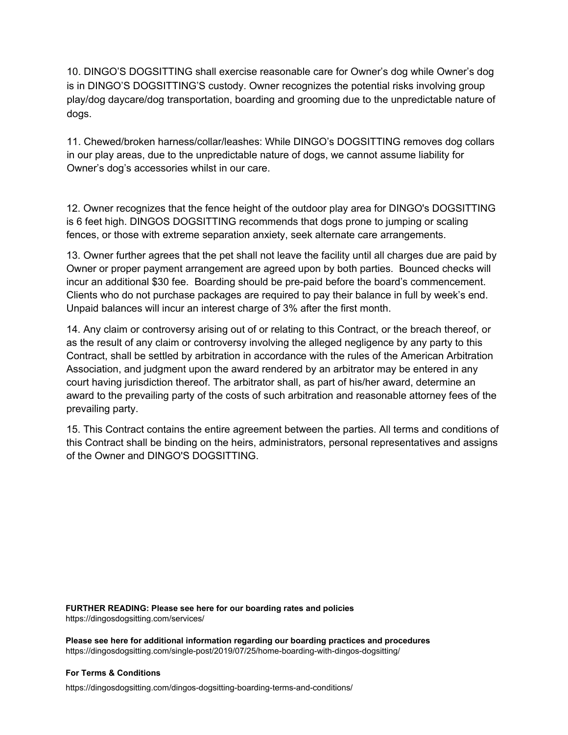10. DINGO'S DOGSITTING shall exercise reasonable care for Owner's dog while Owner's dog is in DINGO'S DOGSITTING'S custody. Owner recognizes the potential risks involving group play/dog daycare/dog transportation, boarding and grooming due to the unpredictable nature of dogs.

11. Chewed/broken harness/collar/leashes: While DINGO's DOGSITTING removes dog collars in our play areas, due to the unpredictable nature of dogs, we cannot assume liability for Owner's dog's accessories whilst in our care.

12. Owner recognizes that the fence height of the outdoor play area for DINGO's DOGSITTING is 6 feet high. DINGOS DOGSITTING recommends that dogs prone to jumping or scaling fences, or those with extreme separation anxiety, seek alternate care arrangements.

13. Owner further agrees that the pet shall not leave the facility until all charges due are paid by Owner or proper payment arrangement are agreed upon by both parties. Bounced checks will incur an additional $30 fee. Boarding should be pre-paid before the board's commencement. Clients who do not purchase packages are required to pay their balance in full by week's end. Unpaid balances will incur an interest charge of 3% after the first month.

14. Any claim or controversy arising out of or relating to this Contract, or the breach thereof, or as the result of any claim or controversy involving the alleged negligence by any party to this Contract, shall be settled by arbitration in accordance with the rules of the American Arbitration Association, and judgment upon the award rendered by an arbitrator may be entered in any court having jurisdiction thereof. The arbitrator shall, as part of his/her award, determine an award to the prevailing party of the costs of such arbitration and reasonable attorney fees of the prevailing party.

15. This Contract contains the entire agreement between the parties. All terms and conditions of this Contract shall be binding on the heirs, administrators, personal representatives and assigns of the Owner and DINGO'S DOGSITTING.

**FURTHER READING: Please see here for our boarding rates and policies**
https://dingosdogsitting.com/services/

**Please see here for additional information regarding our boarding practices and procedures**
https://dingosdogsitting.com/single-post/2019/07/25/home-boarding-with-dingos-dogsitting/

**For Terms & Conditions**

https://dingosdogsitting.com/dingos-dogsitting-boarding-terms-and-conditions/